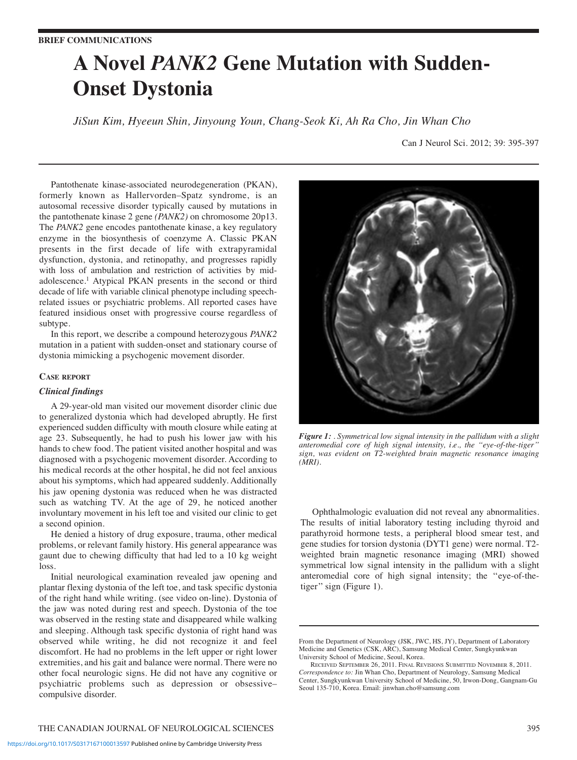**BRIEF COMMUNICATIONS**

# A Novel *PANK2* Gene Mutation with Sudden-Onset Dystonia

*JiSun Kim, Hyeeun Shin, Jinyoung Youn, Chang-Seok Ki, Ah Ra Cho, Jin Whan Cho*

Pantothenate kinase-associated neurodegeneration (PKAN), formerly known as Hallervorden–Spatz syndrome, is an autosomal recessive disorder typically caused by mutations in the pantothenate kinase 2 gene *(PANK2)* on chromosome 20p13. The *PANK2* gene encodes pantothenate kinase, a key regulatory enzyme in the biosynthesis of coenzyme A. Classic PKAN presents in the first decade of life with extrapyramidal dysfunction, dystonia, and retinopathy, and progresses rapidly with loss of ambulation and restriction of activities by mid-adolescence.[1] Atypical PKAN presents in the second or third decade of life with variable clinical phenotype including speech-related issues or psychiatric problems. All reported cases have featured insidious onset with progressive course regardless of subtype.

In this report, we describe a compound heterozygous *PANK2* mutation in a patient with sudden-onset and stationary course of dystonia mimicking a psychogenic movement disorder.

## Case report

### *Clinical findings*

A 29-year-old man visited our movement disorder clinic due to generalized dystonia which had developed abruptly. He first experienced sudden difficulty with mouth closure while eating at age 23. Subsequently, he had to push his lower jaw with his hands to chew food. The patient visited another hospital and was diagnosed with a psychogenic movement disorder. According to his medical records at the other hospital, he did not feel anxious about his symptoms, which had appeared suddenly. Additionally his jaw opening dystonia was reduced when he was distracted such as watching TV. At the age of 29, he noticed another involuntary movement in his left toe and visited our clinic to get a second opinion.

He denied a history of drug exposure, trauma, other medical problems, or relevant family history. His general appearance was gaunt due to chewing difficulty that had led to a 10 kg weight loss.

Initial neurological examination revealed jaw opening and plantar flexing dystonia of the left toe, and task specific dystonia of the right hand while writing. (see video on-line). Dystonia of the jaw was noted during rest and speech. Dystonia of the toe was observed in the resting state and disappeared while walking and sleeping. Although task specific dystonia of right hand was observed while writing, he did not recognize it and feel discomfort. He had no problems in the left upper or right lower extremities, and his gait and balance were normal. There were no other focal neurologic signs. He did not have any cognitive or psychiatric problems such as depression or obsessive–compulsive disorder.

*Figure 1: . Symmetrical low signal intensity in the pallidum with a slight anteromedial core of high signal intensity, i.e., the "eye-of-the-tiger" sign, was evident on T2-weighted brain magnetic resonance imaging (MRI).*

Ophthalmologic evaluation did not reveal any abnormalities. The results of initial laboratory testing including thyroid and parathyroid hormone tests, a peripheral blood smear test, and gene studies for torsion dystonia (DYT1 gene) were normal. T2-weighted brain magnetic resonance imaging (MRI) showed symmetrical low signal intensity in the pallidum with a slight anteromedial core of high signal intensity; the "eye-of-the-tiger" sign (Figure 1).

---

From the Department of Neurology (JSK, JWC, HS, JY), Department of Laboratory Medicine and Genetics (CSK, ARC), Samsung Medical Center, Sungkyunkwan University School of Medicine, Seoul, Korea.

Received September 26, 2011. Final Revisions Submitted November 8, 2011.
*Correspondence to:* Jin Whan Cho, Department of Neurology, Samsung Medical Center, Sungkyunkwan University School of Medicine, 50, Irwon-Dong, Gangnam-Gu Seoul 135-710, Korea. Email: jinwhan.cho@samsung.com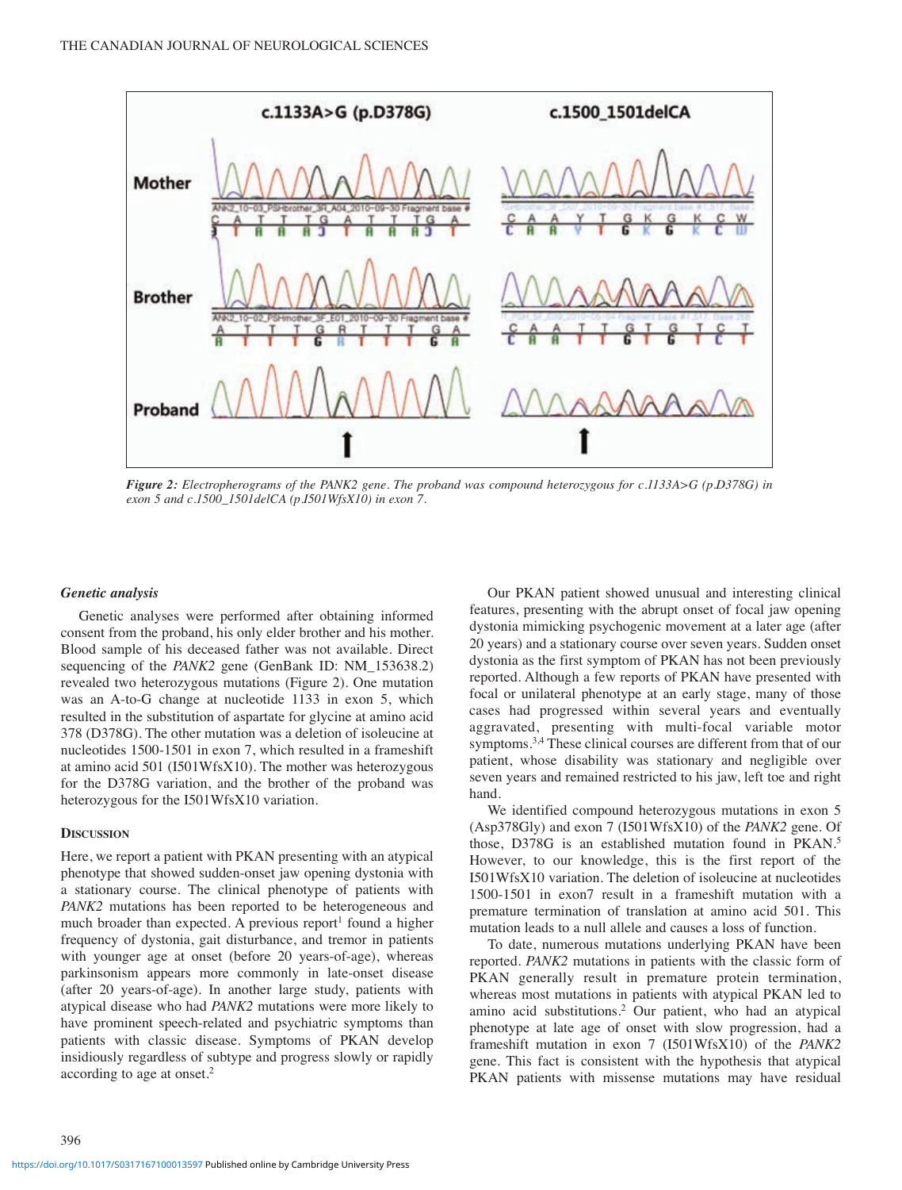*Figure 2: Electropherograms of the PANK2 gene. The proband was compound heterozygous for c.1133A>G (p.D378G) in exon 5 and c.1500_1501delCA (p.I501WfsX10) in exon 7.*

### Genetic analysis

Genetic analyses were performed after obtaining informed consent from the proband, his only elder brother and his mother. Blood sample of his deceased father was not available. Direct sequencing of the *PANK2* gene (GenBank ID: NM_153638.2) revealed two heterozygous mutations (Figure 2). One mutation was an A-to-G change at nucleotide 1133 in exon 5, which resulted in the substitution of aspartate for glycine at amino acid 378 (D378G). The other mutation was a deletion of isoleucine at nucleotides 1500-1501 in exon 7, which resulted in a frameshift at amino acid 501 (I501WfsX10). The mother was heterozygous for the D378G variation, and the brother of the proband was heterozygous for the I501WfsX10 variation.

## Discussion

Here, we report a patient with PKAN presenting with an atypical phenotype that showed sudden-onset jaw opening dystonia with a stationary course. The clinical phenotype of patients with *PANK2* mutations has been reported to be heterogeneous and much broader than expected. A previous report[1] found a higher frequency of dystonia, gait disturbance, and tremor in patients with younger age at onset (before 20 years-of-age), whereas parkinsonism appears more commonly in late-onset disease (after 20 years-of-age). In another large study, patients with atypical disease who had *PANK2* mutations were more likely to have prominent speech-related and psychiatric symptoms than patients with classic disease. Symptoms of PKAN develop insidiously regardless of subtype and progress slowly or rapidly according to age at onset.[2]

Our PKAN patient showed unusual and interesting clinical features, presenting with the abrupt onset of focal jaw opening dystonia mimicking psychogenic movement at a later age (after 20 years) and a stationary course over seven years. Sudden onset dystonia as the first symptom of PKAN has not been previously reported. Although a few reports of PKAN have presented with focal or unilateral phenotype at an early stage, many of those cases had progressed within several years and eventually aggravated, presenting with multi-focal variable motor symptoms.[3,4] These clinical courses are different from that of our patient, whose disability was stationary and negligible over seven years and remained restricted to his jaw, left toe and right hand.

We identified compound heterozygous mutations in exon 5 (Asp378Gly) and exon 7 (I501WfsX10) of the *PANK2* gene. Of those, D378G is an established mutation found in PKAN.[5] However, to our knowledge, this is the first report of the I501WfsX10 variation. The deletion of isoleucine at nucleotides 1500-1501 in exon7 result in a frameshift mutation with a premature termination of translation at amino acid 501. This mutation leads to a null allele and causes a loss of function.

To date, numerous mutations underlying PKAN have been reported. *PANK2* mutations in patients with the classic form of PKAN generally result in premature protein termination, whereas most mutations in patients with atypical PKAN led to amino acid substitutions.[2] Our patient, who had an atypical phenotype at late age of onset with slow progression, had a frameshift mutation in exon 7 (I501WfsX10) of the *PANK2* gene. This fact is consistent with the hypothesis that atypical PKAN patients with missense mutations may have residual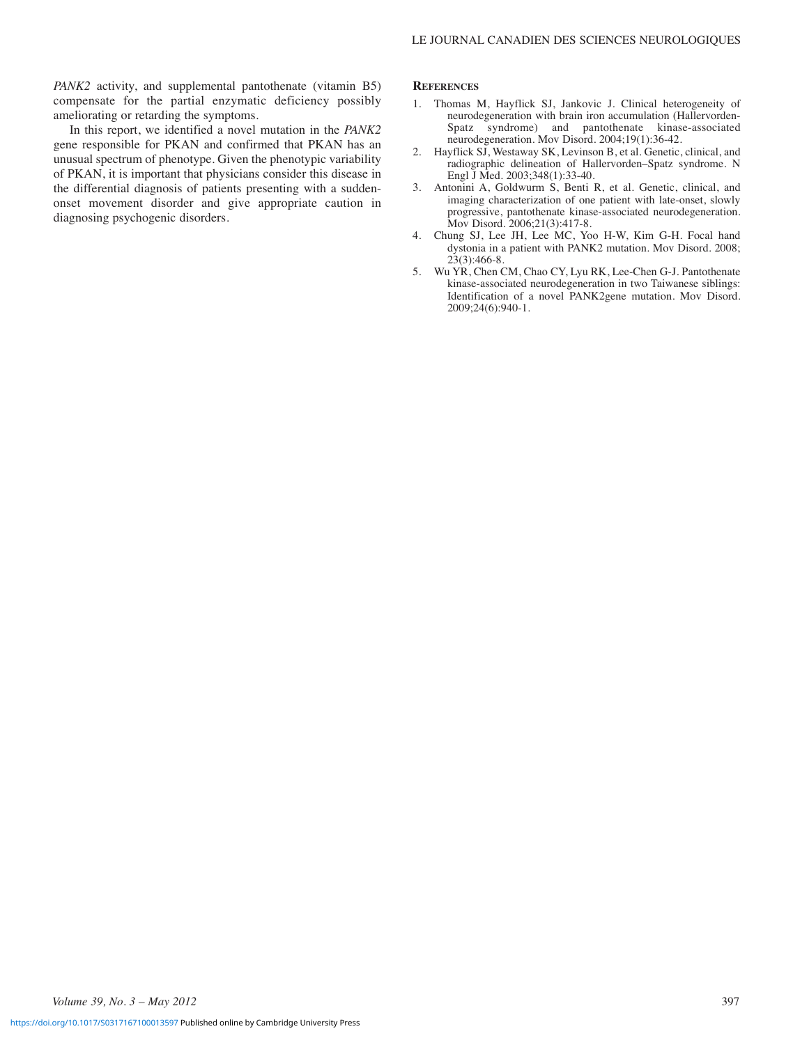*PANK2* activity, and supplemental pantothenate (vitamin B5) compensate for the partial enzymatic deficiency possibly ameliorating or retarding the symptoms.

In this report, we identified a novel mutation in the *PANK2* gene responsible for PKAN and confirmed that PKAN has an unusual spectrum of phenotype. Given the phenotypic variability of PKAN, it is important that physicians consider this disease in the differential diagnosis of patients presenting with a sudden-onset movement disorder and give appropriate caution in diagnosing psychogenic disorders.

## References

1. Thomas M, Hayflick SJ, Jankovic J. Clinical heterogeneity of neurodegeneration with brain iron accumulation (Hallervorden-Spatz syndrome) and pantothenate kinase-associated neurodegeneration. Mov Disord. 2004;19(1):36-42.
2. Hayflick SJ, Westaway SK, Levinson B, et al. Genetic, clinical, and radiographic delineation of Hallervorden–Spatz syndrome. N Engl J Med. 2003;348(1):33-40.
3. Antonini A, Goldwurm S, Benti R, et al. Genetic, clinical, and imaging characterization of one patient with late-onset, slowly progressive, pantothenate kinase-associated neurodegeneration. Mov Disord. 2006;21(3):417-8.
4. Chung SJ, Lee JH, Lee MC, Yoo H-W, Kim G-H. Focal hand dystonia in a patient with PANK2 mutation. Mov Disord. 2008; 23(3):466-8.
5. Wu YR, Chen CM, Chao CY, Lyu RK, Lee-Chen G-J. Pantothenate kinase-associated neurodegeneration in two Taiwanese siblings: Identification of a novel PANK2gene mutation. Mov Disord. 2009;24(6):940-1.